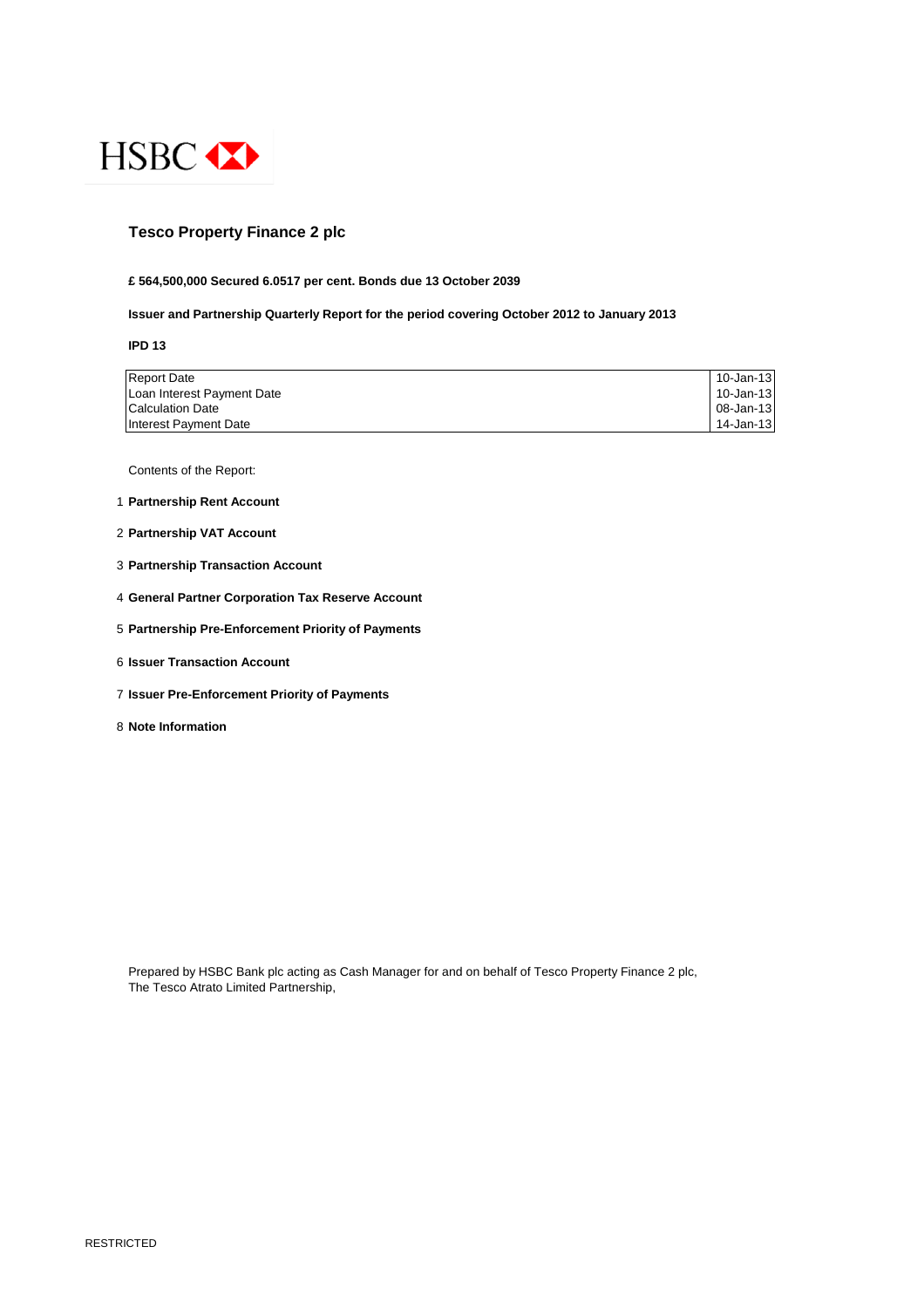HSBC

# Tesco Property Finance 2 plc

**£ 564,500,000 Secured 6.0517 per cent. Bonds due 13 October 2039**

**Issuer and Partnership Quarterly Report for the period covering October 2012 to January 2013**

**IPD 13**

| | |
|---|---|
| Report Date | 10-Jan-13 |
| Loan Interest Payment Date | 10-Jan-13 |
| Calculation Date | 08-Jan-13 |
| Interest Payment Date | 14-Jan-13 |

Contents of the Report:

1 **Partnership Rent Account**

2 **Partnership VAT Account**

3 **Partnership Transaction Account**

4 **General Partner Corporation Tax Reserve Account**

5 **Partnership Pre-Enforcement Priority of Payments**

6 **Issuer Transaction Account**

7 **Issuer Pre-Enforcement Priority of Payments**

8 **Note Information**

Prepared by HSBC Bank plc acting as Cash Manager for and on behalf of Tesco Property Finance 2 plc,
The Tesco Atrato Limited Partnership,

RESTRICTED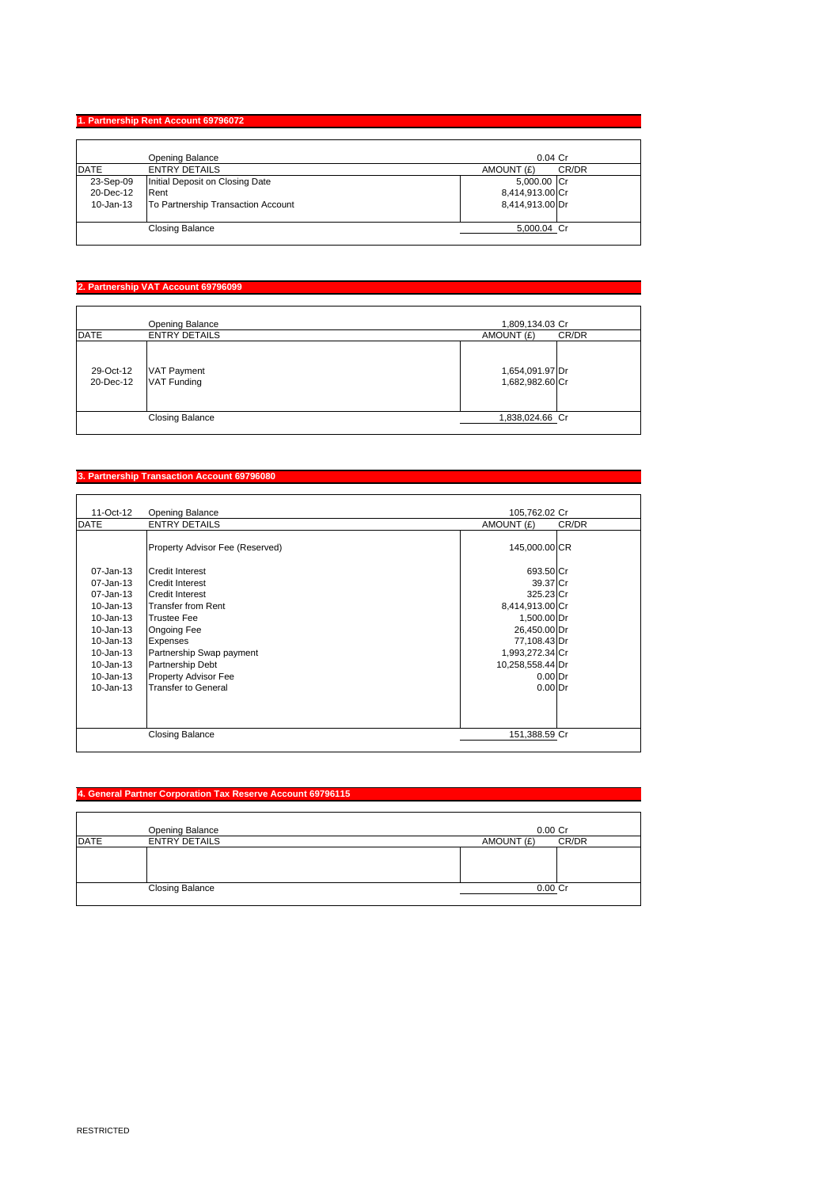## 1. Partnership Rent Account 69796072

| DATE | ENTRY DETAILS | AMOUNT (£) | CR/DR |
|---|---|---|---|
| | Opening Balance | 0.04 | Cr |
| 23-Sep-09 | Initial Deposit on Closing Date | 5,000.00 | Cr |
| 20-Dec-12 | Rent | 8,414,913.00 | Cr |
| 10-Jan-13 | To Partnership Transaction Account | 8,414,913.00 | Dr |
| | Closing Balance | 5,000.04 | Cr |

## 2. Partnership VAT Account 69796099

| DATE | ENTRY DETAILS | AMOUNT (£) | CR/DR |
|---|---|---|---|
| | Opening Balance | 1,809,134.03 | Cr |
| 29-Oct-12 | VAT Payment | 1,654,091.97 | Dr |
| 20-Dec-12 | VAT Funding | 1,682,982.60 | Cr |
| | Closing Balance | 1,838,024.66 | Cr |

## 3. Partnership Transaction Account 69796080

| DATE | ENTRY DETAILS | AMOUNT (£) | CR/DR |
|---|---|---|---|
| 11-Oct-12 | Opening Balance | 105,762.02 | Cr |
| | Property Advisor Fee (Reserved) | 145,000.00 | CR |
| 07-Jan-13 | Credit Interest | 693.50 | Cr |
| 07-Jan-13 | Credit Interest | 39.37 | Cr |
| 07-Jan-13 | Credit Interest | 325.23 | Cr |
| 10-Jan-13 | Transfer from Rent | 8,414,913.00 | Cr |
| 10-Jan-13 | Trustee Fee | 1,500.00 | Dr |
| 10-Jan-13 | Ongoing Fee | 26,450.00 | Dr |
| 10-Jan-13 | Expenses | 77,108.43 | Dr |
| 10-Jan-13 | Partnership Swap payment | 1,993,272.34 | Cr |
| 10-Jan-13 | Partnership Debt | 10,258,558.44 | Dr |
| 10-Jan-13 | Property Advisor Fee | 0.00 | Dr |
| 10-Jan-13 | Transfer to General | 0.00 | Dr |
| | Closing Balance | 151,388.59 | Cr |

## 4. General Partner Corporation Tax Reserve Account 69796115

| DATE | ENTRY DETAILS | AMOUNT (£) | CR/DR |
|---|---|---|---|
| | Opening Balance | 0.00 | Cr |
| | Closing Balance | 0.00 | Cr |

RESTRICTED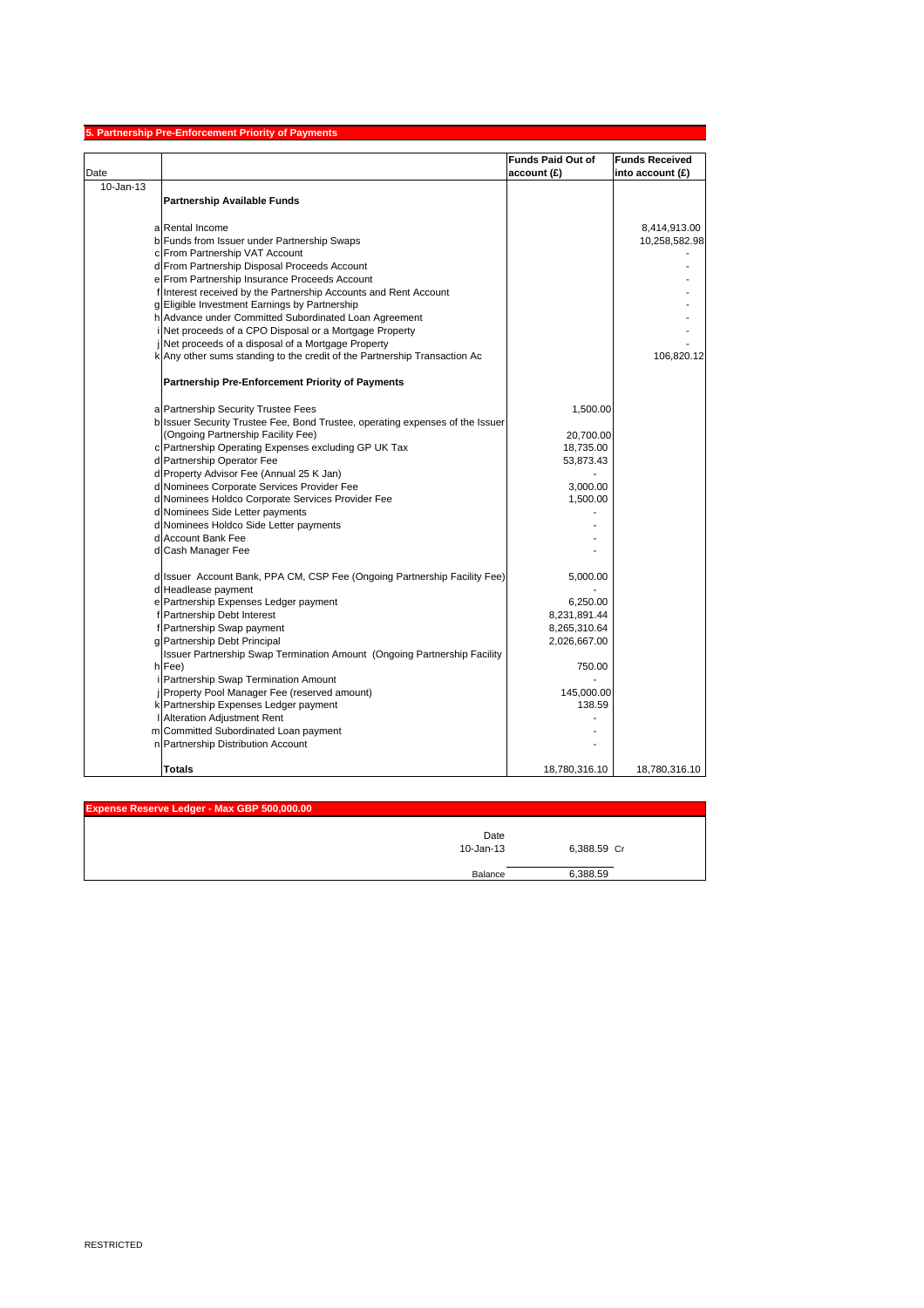## 5. Partnership Pre-Enforcement Priority of Payments

| Date | | | Funds Paid Out of account (£) | Funds Received into account (£) |
|---|---|---|---|---|
| 10-Jan-13 | | **Partnership Available Funds** | | |
| | a | Rental Income | | 8,414,913.00 |
| | b | Funds from Issuer under Partnership Swaps | | 10,258,582.98 |
| | c | From Partnership VAT Account | | - |
| | d | From Partnership Disposal Proceeds Account | | - |
| | e | From Partnership Insurance Proceeds Account | | - |
| | f | Interest received by the Partnership Accounts and Rent Account | | - |
| | g | Eligible Investment Earnings by Partnership | | - |
| | h | Advance under Committed Subordinated Loan Agreement | | - |
| | i | Net proceeds of a CPO Disposal or a Mortgage Property | | - |
| | j | Net proceeds of a disposal of a Mortgage Property | | - |
| | k | Any other sums standing to the credit of the Partnership Transaction Ac | | 106,820.12 |
| | | **Partnership Pre-Enforcement Priority of Payments** | | |
| | a | Partnership Security Trustee Fees | 1,500.00 | |
| | b | Issuer Security Trustee Fee, Bond Trustee, operating expenses of the Issuer (Ongoing Partnership Facility Fee) | 20,700.00 | |
| | c | Partnership Operating Expenses excluding GP UK Tax | 18,735.00 | |
| | d | Partnership Operator Fee | 53,873.43 | |
| | d | Property Advisor Fee (Annual 25 K Jan) | - | |
| | d | Nominees Corporate Services Provider Fee | 3,000.00 | |
| | d | Nominees Holdco Corporate Services Provider Fee | 1,500.00 | |
| | d | Nominees Side Letter payments | - | |
| | d | Nominees Holdco Side Letter payments | - | |
| | d | Account Bank Fee | - | |
| | d | Cash Manager Fee | - | |
| | d | Issuer Account Bank, PPA CM, CSP Fee (Ongoing Partnership Facility Fee) | 5,000.00 | |
| | d | Headlease payment | - | |
| | e | Partnership Expenses Ledger payment | 6,250.00 | |
| | f | Partnership Debt Interest | 8,231,891.44 | |
| | f | Partnership Swap payment | 8,265,310.64 | |
| | g | Partnership Debt Principal | 2,026,667.00 | |
| | h | Issuer Partnership Swap Termination Amount (Ongoing Partnership Facility Fee) | 750.00 | |
| | i | Partnership Swap Termination Amount | - | |
| | j | Property Pool Manager Fee (reserved amount) | 145,000.00 | |
| | k | Partnership Expenses Ledger payment | 138.59 | |
| | l | Alteration Adjustment Rent | - | |
| | m | Committed Subordinated Loan payment | - | |
| | n | Partnership Distribution Account | - | |
| | | **Totals** | 18,780,316.10 | 18,780,316.10 |

## Expense Reserve Ledger - Max GBP 500,000.00

| Date | | |
|---|---|---|
| 10-Jan-13 | 6,388.59 | Cr |
| Balance | 6,388.59 | |

RESTRICTED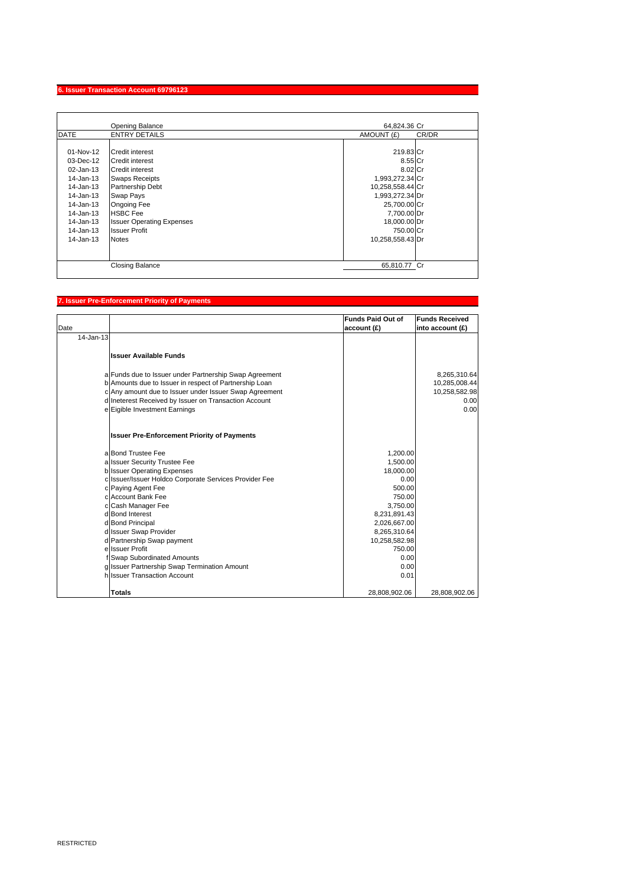## 6. Issuer Transaction Account 69796123

| DATE | ENTRY DETAILS | AMOUNT (£) | CR/DR |
|---|---|---|---|
| | Opening Balance | 64,824.36 | Cr |
| 01-Nov-12 | Credit interest | 219.83 | Cr |
| 03-Dec-12 | Credit interest | 8.55 | Cr |
| 02-Jan-13 | Credit interest | 8.02 | Cr |
| 14-Jan-13 | Swaps Receipts | 1,993,272.34 | Cr |
| 14-Jan-13 | Partnership Debt | 10,258,558.44 | Cr |
| 14-Jan-13 | Swap Pays | 1,993,272.34 | Dr |
| 14-Jan-13 | Ongoing Fee | 25,700.00 | Cr |
| 14-Jan-13 | HSBC Fee | 7,700.00 | Dr |
| 14-Jan-13 | Issuer Operating Expenses | 18,000.00 | Dr |
| 14-Jan-13 | Issuer Profit | 750.00 | Cr |
| 14-Jan-13 | Notes | 10,258,558.43 | Dr |
| | Closing Balance | 65,810.77 | Cr |

## 7. Issuer Pre-Enforcement Priority of Payments

| Date | | | Funds Paid Out of account (£) | Funds Received into account (£) |
|---|---|---|---|---|
| 14-Jan-13 | | | | |
| | | **Issuer Available Funds** | | |
| | a | Funds due to Issuer under Partnership Swap Agreement | | 8,265,310.64 |
| | b | Amounts due to Issuer in respect of Partnership Loan | | 10,285,008.44 |
| | c | Any amount due to Issuer under Issuer Swap Agreement | | 10,258,582.98 |
| | d | Ineterest Received by Issuer on Transaction Account | | 0.00 |
| | e | Eigible Investment Earnings | | 0.00 |
| | | **Issuer Pre-Enforcement Priority of Payments** | | |
| | a | Bond Trustee Fee | 1,200.00 | |
| | a | Issuer Security Trustee Fee | 1,500.00 | |
| | b | Issuer Operating Expenses | 18,000.00 | |
| | c | Issuer/Issuer Holdco Corporate Services Provider Fee | 0.00 | |
| | c | Paying Agent Fee | 500.00 | |
| | c | Account Bank Fee | 750.00 | |
| | c | Cash Manager Fee | 3,750.00 | |
| | d | Bond Interest | 8,231,891.43 | |
| | d | Bond Principal | 2,026,667.00 | |
| | d | Issuer Swap Provider | 8,265,310.64 | |
| | d | Partnership Swap payment | 10,258,582.98 | |
| | e | Issuer Profit | 750.00 | |
| | f | Swap Subordinated Amounts | 0.00 | |
| | g | Issuer Partnership Swap Termination Amount | 0.00 | |
| | h | Issuer Transaction Account | 0.01 | |
| | | **Totals** | 28,808,902.06 | 28,808,902.06 |

RESTRICTED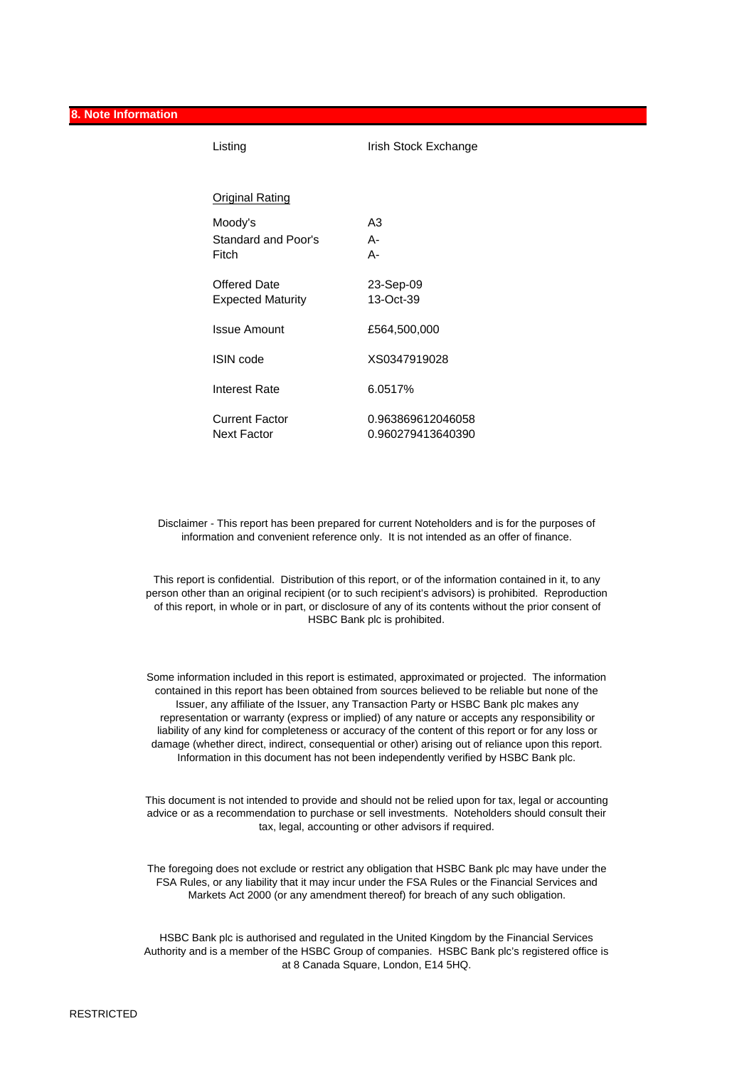## 8. Note Information

| | |
|---|---|
| Listing | Irish Stock Exchange |

Original Rating

| | |
|---|---|
| Moody's | A3 |
| Standard and Poor's | A- |
| Fitch | A- |
| Offered Date | 23-Sep-09 |
| Expected Maturity | 13-Oct-39 |
| Issue Amount | £564,500,000 |
| ISIN code | XS0347919028 |
| Interest Rate | 6.0517% |
| Current Factor | 0.963869612046058 |
| Next Factor | 0.960279413640390 |

Disclaimer - This report has been prepared for current Noteholders and is for the purposes of information and convenient reference only. It is not intended as an offer of finance.

This report is confidential. Distribution of this report, or of the information contained in it, to any person other than an original recipient (or to such recipient's advisors) is prohibited. Reproduction of this report, in whole or in part, or disclosure of any of its contents without the prior consent of HSBC Bank plc is prohibited.

Some information included in this report is estimated, approximated or projected. The information contained in this report has been obtained from sources believed to be reliable but none of the Issuer, any affiliate of the Issuer, any Transaction Party or HSBC Bank plc makes any representation or warranty (express or implied) of any nature or accepts any responsibility or liability of any kind for completeness or accuracy of the content of this report or for any loss or damage (whether direct, indirect, consequential or other) arising out of reliance upon this report. Information in this document has not been independently verified by HSBC Bank plc.

This document is not intended to provide and should not be relied upon for tax, legal or accounting advice or as a recommendation to purchase or sell investments. Noteholders should consult their tax, legal, accounting or other advisors if required.

The foregoing does not exclude or restrict any obligation that HSBC Bank plc may have under the FSA Rules, or any liability that it may incur under the FSA Rules or the Financial Services and Markets Act 2000 (or any amendment thereof) for breach of any such obligation.

HSBC Bank plc is authorised and regulated in the United Kingdom by the Financial Services Authority and is a member of the HSBC Group of companies. HSBC Bank plc's registered office is at 8 Canada Square, London, E14 5HQ.

RESTRICTED